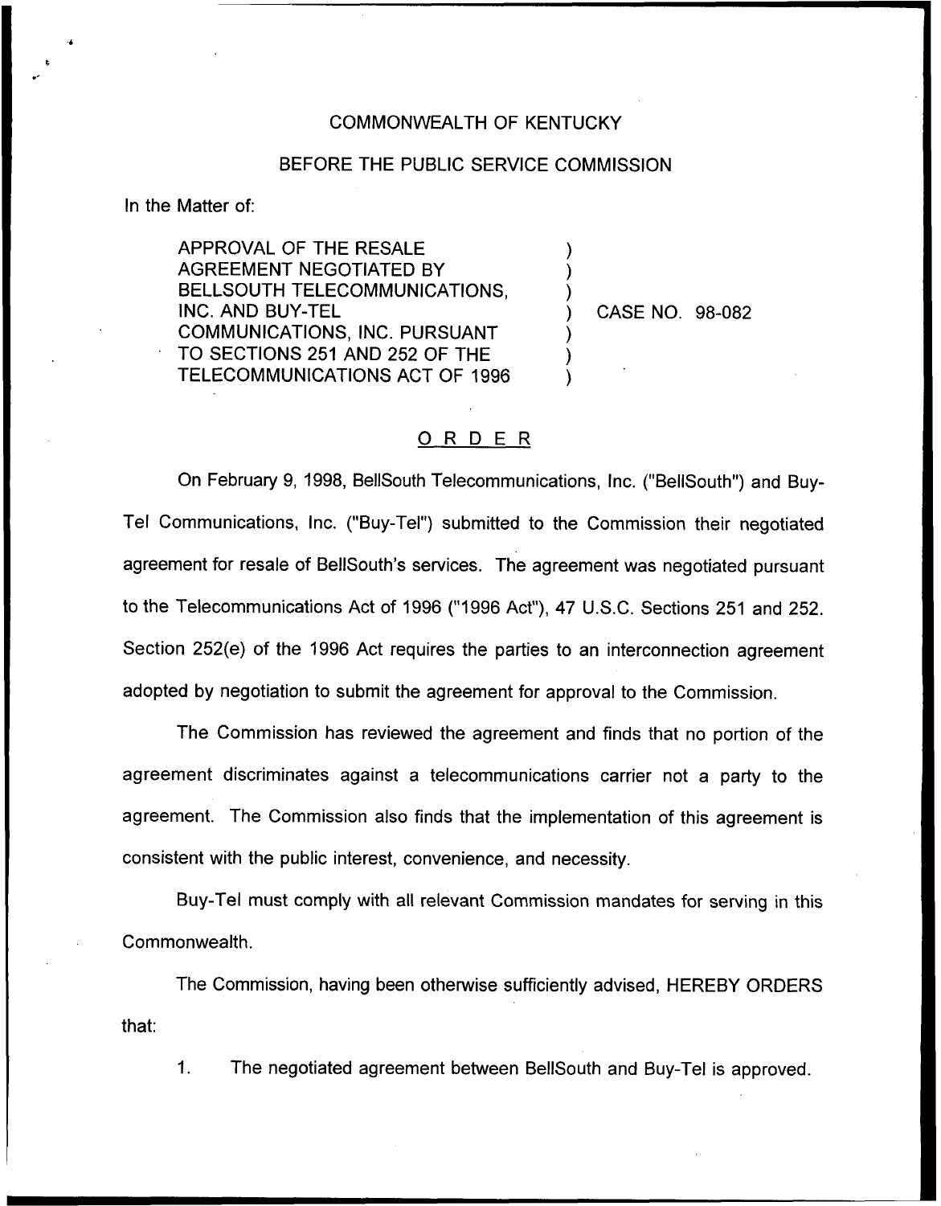COMMONWEALTH OF KENTUCKY

BEFORE THE PUBLIC SERVICE COMMISSION

In the Matter of:

APPROVAL OF THE RESALE AGREEMENT NEGOTIATED BY BELLSOUTH TELECOMMUNICATIONS, INC. AND BUY-TEL COMMUNICATIONS, INC. PURSUANT TO SECTIONS 251 AND 252 OF THE TELECOMMUNICATIONS ACT OF 1996 ) CASE NO. 98-082

## O R D E R

On February 9, 1998, BellSouth Telecommunications, Inc. ("BellSouth") and Buy-Tel Communications, Inc. ("Buy-Tel") submitted to the Commission their negotiated agreement for resale of BellSouth's services. The agreement was negotiated pursuant to the Telecommunications Act of 1996 ("1996 Act"), 47 U.S.C. Sections 251 and 252. Section 252(e) of the 1996 Act requires the parties to an interconnection agreement adopted by negotiation to submit the agreement for approval to the Commission.

The Commission has reviewed the agreement and finds that no portion of the agreement discriminates against a telecommunications carrier not a party to the agreement. The Commission also finds that the implementation of this agreement is consistent with the public interest, convenience, and necessity.

Buy-Tel must comply with all relevant Commission mandates for serving in this Commonwealth.

The Commission, having been otherwise sufficiently advised, HEREBY ORDERS that:

1. The negotiated agreement between BellSouth and Buy-Tel is approved.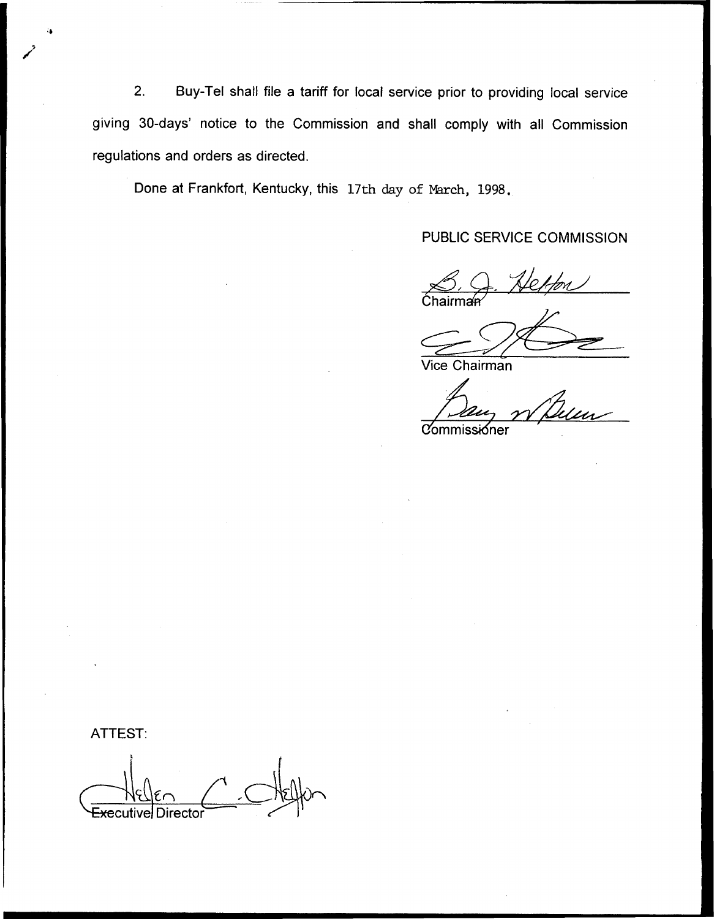2. Buy-Tel shall file a tariff for local service prior to providing local service giving 30-days' notice to the Commission and shall comply with all Commission regulations and orders as directed.

Done at Frankfort, Kentucky, this 17th day of March, 1998.

PUBLIC SERVICE COMMISSION

Chairman

Vice Chairman

Commissioner

ATTEST:

Executive Director